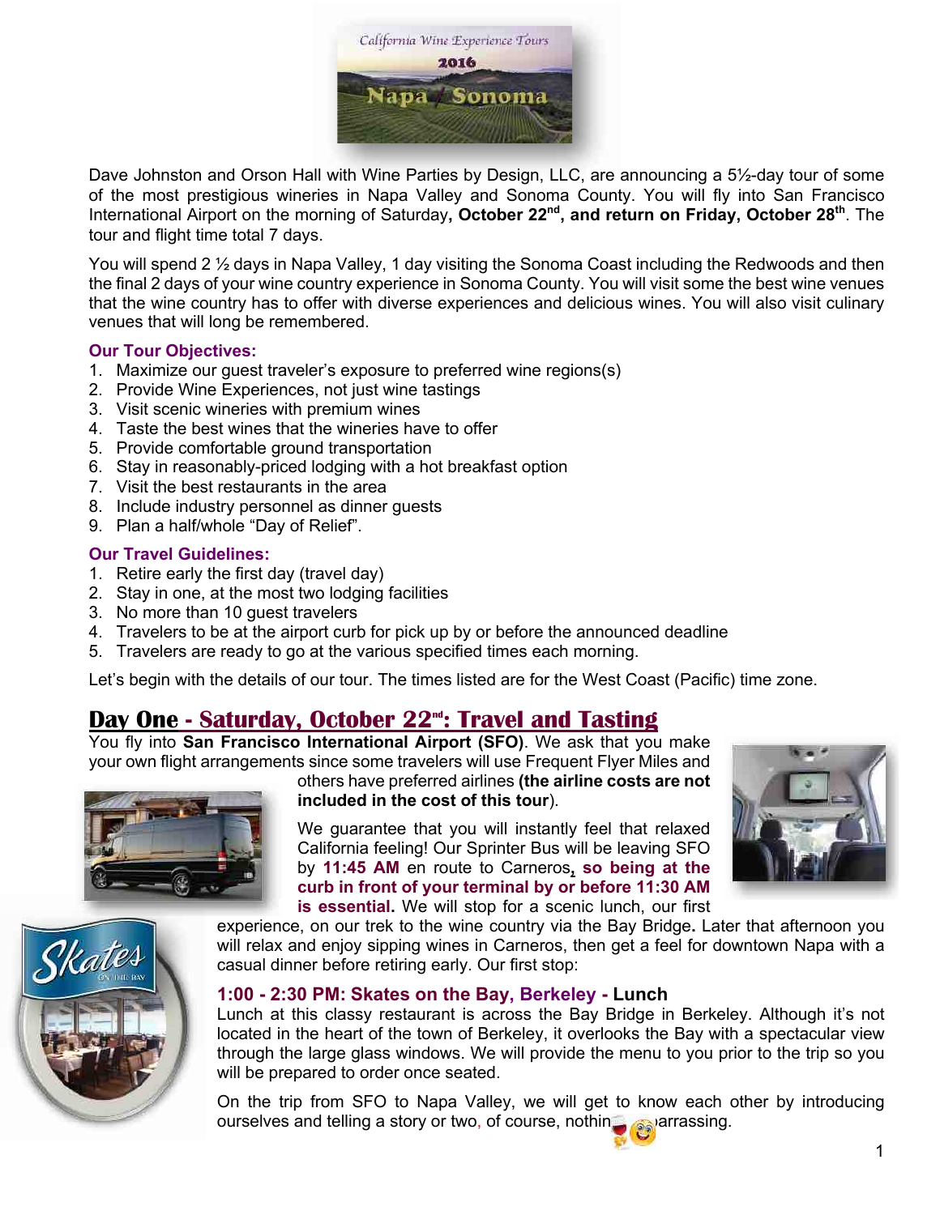Dave Johnston and Orson Hall with Wine Parties by Design, LLC, are announcing a 5½-day tour of some of the most prestigious wineries in Napa Valley and Sonoma County. You will fly into San Francisco International Airport on the morning of Saturday**, October 22nd, and return on Friday, October 28th**. The tour and flight time total 7 days.

You will spend 2 ½ days in Napa Valley, 1 day visiting the Sonoma Coast including the Redwoods and then the final 2 days of your wine country experience in Sonoma County. You will visit some the best wine venues that the wine country has to offer with diverse experiences and delicious wines. You will also visit culinary venues that will long be remembered.

**Our Tour Objectives:**

1. Maximize our guest traveler's exposure to preferred wine regions(s)
2. Provide Wine Experiences, not just wine tastings
3. Visit scenic wineries with premium wines
4. Taste the best wines that the wineries have to offer
5. Provide comfortable ground transportation
6. Stay in reasonably-priced lodging with a hot breakfast option
7. Visit the best restaurants in the area
8. Include industry personnel as dinner guests
9. Plan a half/whole "Day of Relief".

**Our Travel Guidelines:**

1. Retire early the first day (travel day)
2. Stay in one, at the most two lodging facilities
3. No more than 10 guest travelers
4. Travelers to be at the airport curb for pick up by or before the announced deadline
5. Travelers are ready to go at the various specified times each morning.

Let's begin with the details of our tour. The times listed are for the West Coast (Pacific) time zone.

## Day One - Saturday, October 22nd: Travel and Tasting

You fly into **San Francisco International Airport (SFO)**. We ask that you make your own flight arrangements since some travelers will use Frequent Flyer Miles and others have preferred airlines **(the airline costs are not included in the cost of this tour**).

We guarantee that you will instantly feel that relaxed California feeling! Our Sprinter Bus will be leaving SFO by **11:45 AM** en route to Carneros, **so being at the curb in front of your terminal by or before 11:30 AM is essential.** We will stop for a scenic lunch, our first experience, on our trek to the wine country via the Bay Bridge**.** Later that afternoon you will relax and enjoy sipping wines in Carneros, then get a feel for downtown Napa with a casual dinner before retiring early. Our first stop:

### 1:00 - 2:30 PM: Skates on the Bay, Berkeley - Lunch

Lunch at this classy restaurant is across the Bay Bridge in Berkeley. Although it's not located in the heart of the town of Berkeley, it overlooks the Bay with a spectacular view through the large glass windows. We will provide the menu to you prior to the trip so you will be prepared to order once seated.

On the trip from SFO to Napa Valley, we will get to know each other by introducing ourselves and telling a story or two, of course, nothing embarrassing.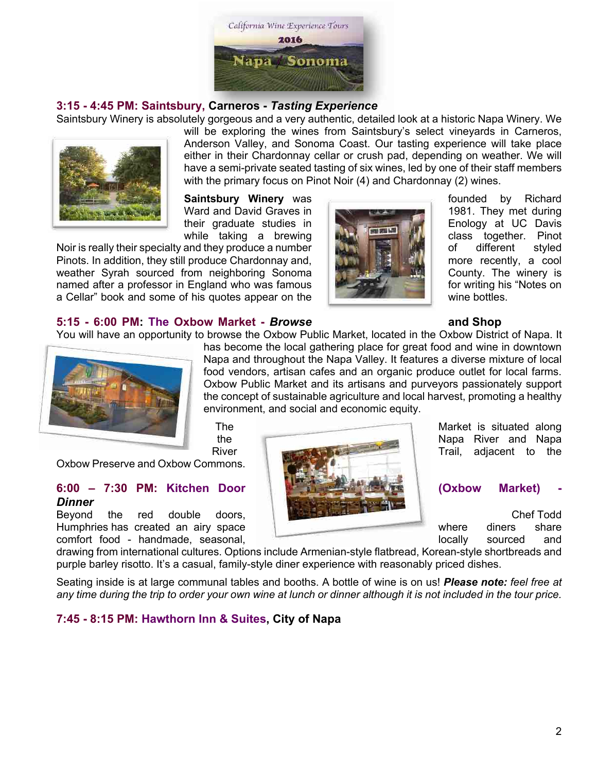### 3:15 - 4:45 PM: Saintsbury, Carneros - *Tasting Experience*

Saintsbury Winery is absolutely gorgeous and a very authentic, detailed look at a historic Napa Winery. We will be exploring the wines from Saintsbury's select vineyards in Carneros, Anderson Valley, and Sonoma Coast. Our tasting experience will take place either in their Chardonnay cellar or crush pad, depending on weather. We will have a semi-private seated tasting of six wines, led by one of their staff members with the primary focus on Pinot Noir (4) and Chardonnay (2) wines.

**Saintsbury Winery** was founded by Richard Ward and David Graves in 1981. They met during their graduate studies in Enology at UC Davis while taking a brewing class together. Pinot Noir is really their specialty and they produce a number of different styled Pinots. In addition, they still produce Chardonnay and, more recently, a cool weather Syrah sourced from neighboring Sonoma County. The winery is named after a professor in England who was famous for writing his "Notes on a Cellar" book and some of his quotes appear on the wine bottles.

### 5:15 - 6:00 PM: The Oxbow Market - *Browse* and Shop

You will have an opportunity to browse the Oxbow Public Market, located in the Oxbow District of Napa. It has become the local gathering place for great food and wine in downtown Napa and throughout the Napa Valley. It features a diverse mixture of local food vendors, artisan cafes and an organic produce outlet for local farms. Oxbow Public Market and its artisans and purveyors passionately support the concept of sustainable agriculture and local harvest, promoting a healthy environment, and social and economic equity.

The Market is situated along the Napa River and Napa River Trail, adjacent to the Oxbow Preserve and Oxbow Commons.

### 6:00 – 7:30 PM: Kitchen Door (Oxbow Market) - *Dinner*

Beyond the red double doors, Chef Todd Humphries has created an airy space where diners share comfort food - handmade, seasonal, locally sourced and drawing from international cultures. Options include Armenian-style flatbread, Korean-style shortbreads and purple barley risotto. It's a casual, family-style diner experience with reasonably priced dishes.

Seating inside is at large communal tables and booths. A bottle of wine is on us! ***Please note:*** *feel free at any time during the trip to order your own wine at lunch or dinner although it is not included in the tour price.*

### 7:45 - 8:15 PM: Hawthorn Inn & Suites, City of Napa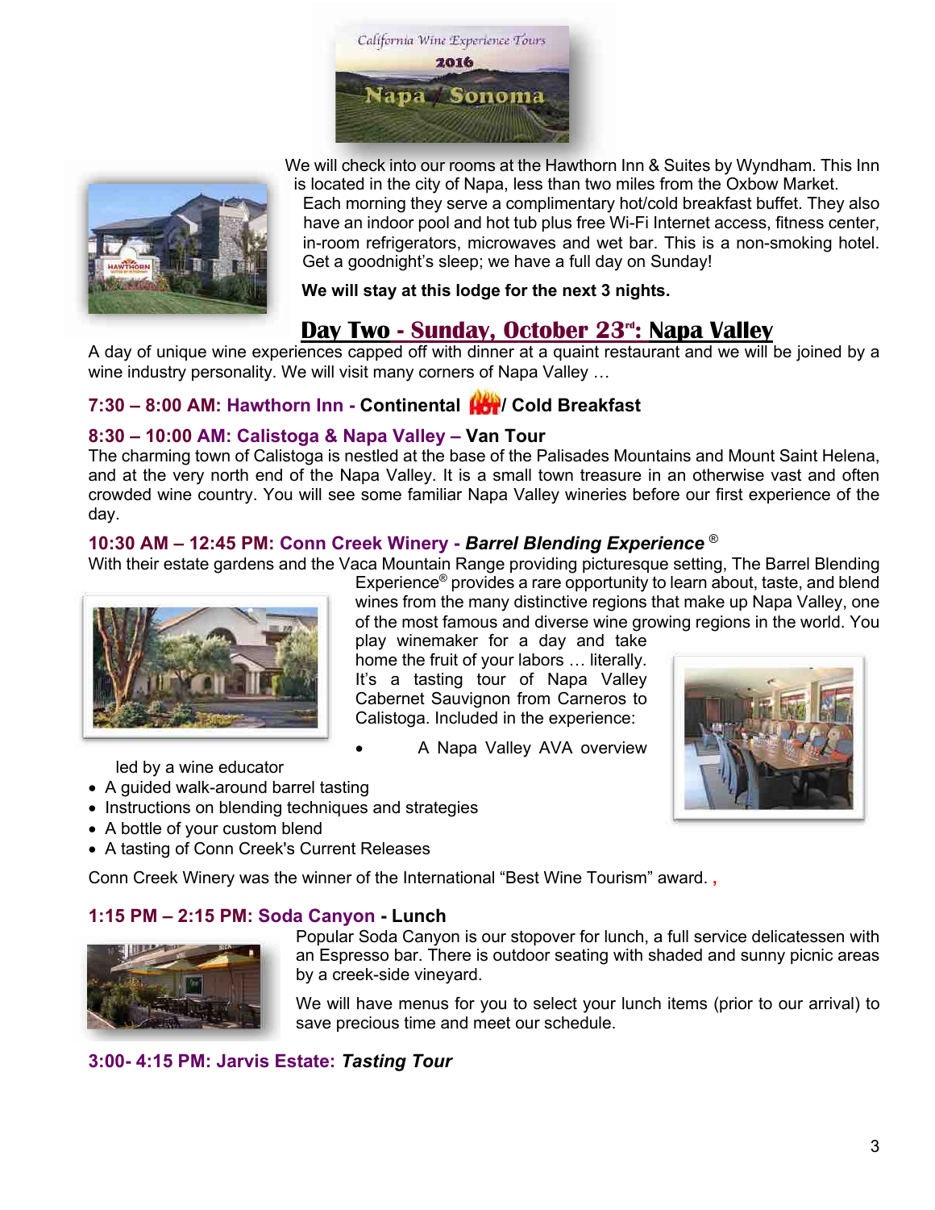California Wine Experience Tours
2016
Napa / Sonoma

We will check into our rooms at the Hawthorn Inn & Suites by Wyndham. This Inn is located in the city of Napa, less than two miles from the Oxbow Market. Each morning they serve a complimentary hot/cold breakfast buffet. They also have an indoor pool and hot tub plus free Wi-Fi Internet access, fitness center, in-room refrigerators, microwaves and wet bar. This is a non-smoking hotel. Get a goodnight's sleep; we have a full day on Sunday!

**We will stay at this lodge for the next 3 nights.**

## Day Two - Sunday, October 23rd: Napa Valley

A day of unique wine experiences capped off with dinner at a quaint restaurant and we will be joined by a wine industry personality. We will visit many corners of Napa Valley …

### 7:30 – 8:00 AM: Hawthorn Inn - Continental HOT/ Cold Breakfast

### 8:30 – 10:00 AM: Calistoga & Napa Valley – Van Tour

The charming town of Calistoga is nestled at the base of the Palisades Mountains and Mount Saint Helena, and at the very north end of the Napa Valley. It is a small town treasure in an otherwise vast and often crowded wine country. You will see some familiar Napa Valley wineries before our first experience of the day.

### 10:30 AM – 12:45 PM: Conn Creek Winery - *Barrel Blending Experience* ®

With their estate gardens and the Vaca Mountain Range providing picturesque setting, The Barrel Blending Experience® provides a rare opportunity to learn about, taste, and blend wines from the many distinctive regions that make up Napa Valley, one of the most famous and diverse wine growing regions in the world. You play winemaker for a day and take home the fruit of your labors … literally. It's a tasting tour of Napa Valley Cabernet Sauvignon from Carneros to Calistoga. Included in the experience:

- A Napa Valley AVA overview led by a wine educator
- A guided walk-around barrel tasting
- Instructions on blending techniques and strategies
- A bottle of your custom blend
- A tasting of Conn Creek's Current Releases

Conn Creek Winery was the winner of the International "Best Wine Tourism" award. ,

### 1:15 PM – 2:15 PM: Soda Canyon - Lunch

Popular Soda Canyon is our stopover for lunch, a full service delicatessen with an Espresso bar. There is outdoor seating with shaded and sunny picnic areas by a creek-side vineyard.

We will have menus for you to select your lunch items (prior to our arrival) to save precious time and meet our schedule.

### 3:00- 4:15 PM: Jarvis Estate: *Tasting Tour*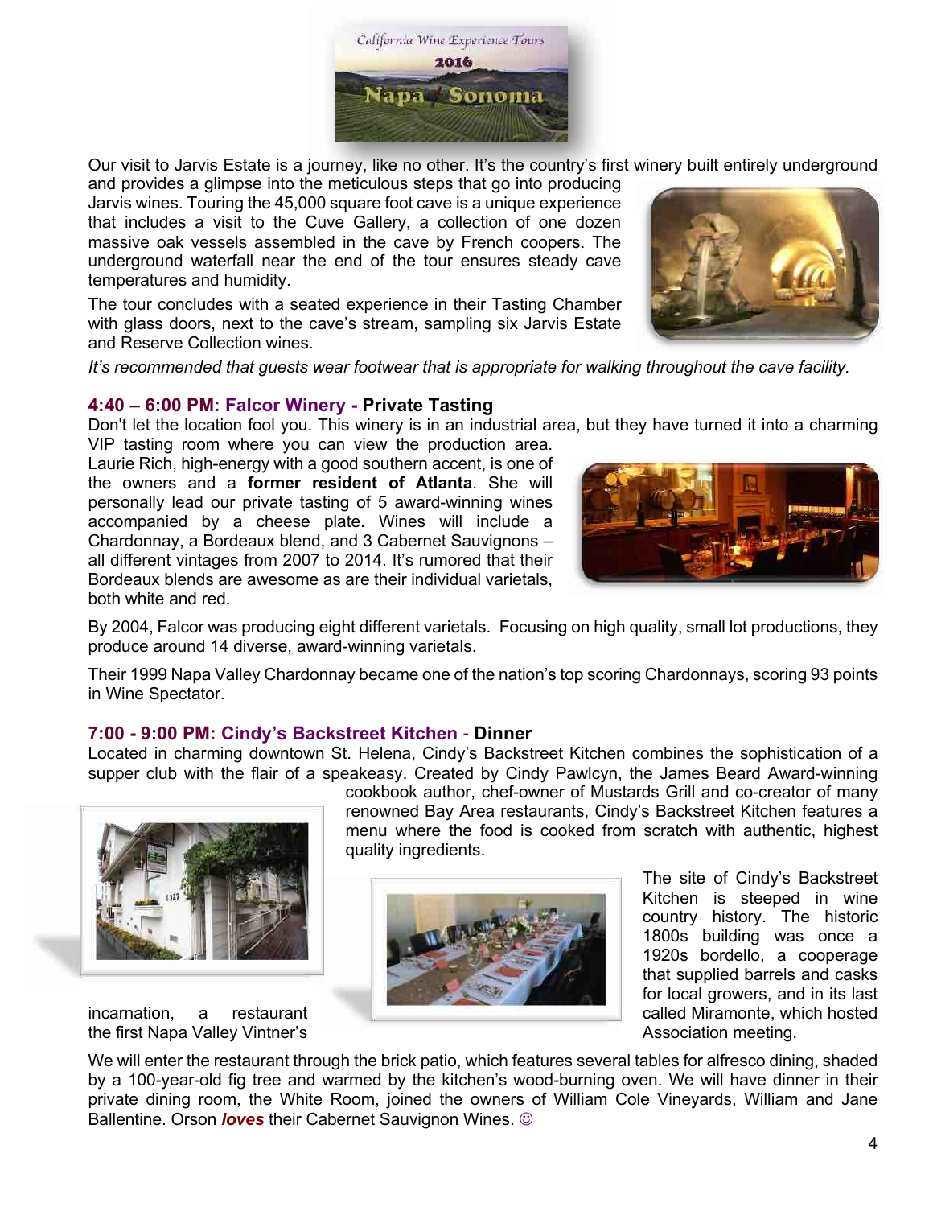Our visit to Jarvis Estate is a journey, like no other. It's the country's first winery built entirely underground and provides a glimpse into the meticulous steps that go into producing Jarvis wines. Touring the 45,000 square foot cave is a unique experience that includes a visit to the Cuve Gallery, a collection of one dozen massive oak vessels assembled in the cave by French coopers. The underground waterfall near the end of the tour ensures steady cave temperatures and humidity.

The tour concludes with a seated experience in their Tasting Chamber with glass doors, next to the cave's stream, sampling six Jarvis Estate and Reserve Collection wines.

*It's recommended that guests wear footwear that is appropriate for walking throughout the cave facility.*

### 4:40 – 6:00 PM: Falcor Winery - Private Tasting

Don't let the location fool you. This winery is in an industrial area, but they have turned it into a charming VIP tasting room where you can view the production area. Laurie Rich, high-energy with a good southern accent, is one of the owners and a **former resident of Atlanta**. She will personally lead our private tasting of 5 award-winning wines accompanied by a cheese plate. Wines will include a Chardonnay, a Bordeaux blend, and 3 Cabernet Sauvignons – all different vintages from 2007 to 2014. It's rumored that their Bordeaux blends are awesome as are their individual varietals, both white and red.

By 2004, Falcor was producing eight different varietals. Focusing on high quality, small lot productions, they produce around 14 diverse, award-winning varietals.

Their 1999 Napa Valley Chardonnay became one of the nation's top scoring Chardonnays, scoring 93 points in Wine Spectator.

### 7:00 - 9:00 PM: Cindy's Backstreet Kitchen - Dinner

Located in charming downtown St. Helena, Cindy's Backstreet Kitchen combines the sophistication of a supper club with the flair of a speakeasy. Created by Cindy Pawlcyn, the James Beard Award-winning cookbook author, chef-owner of Mustards Grill and co-creator of many renowned Bay Area restaurants, Cindy's Backstreet Kitchen features a menu where the food is cooked from scratch with authentic, highest quality ingredients.

The site of Cindy's Backstreet Kitchen is steeped in wine country history. The historic 1800s building was once a 1920s bordello, a cooperage that supplied barrels and casks for local growers, and in its last incarnation, a restaurant called Miramonte, which hosted the first Napa Valley Vintner's Association meeting.

We will enter the restaurant through the brick patio, which features several tables for alfresco dining, shaded by a 100-year-old fig tree and warmed by the kitchen's wood-burning oven. We will have dinner in their private dining room, the White Room, joined the owners of William Cole Vineyards, William and Jane Ballentine. Orson ***loves*** their Cabernet Sauvignon Wines. ☺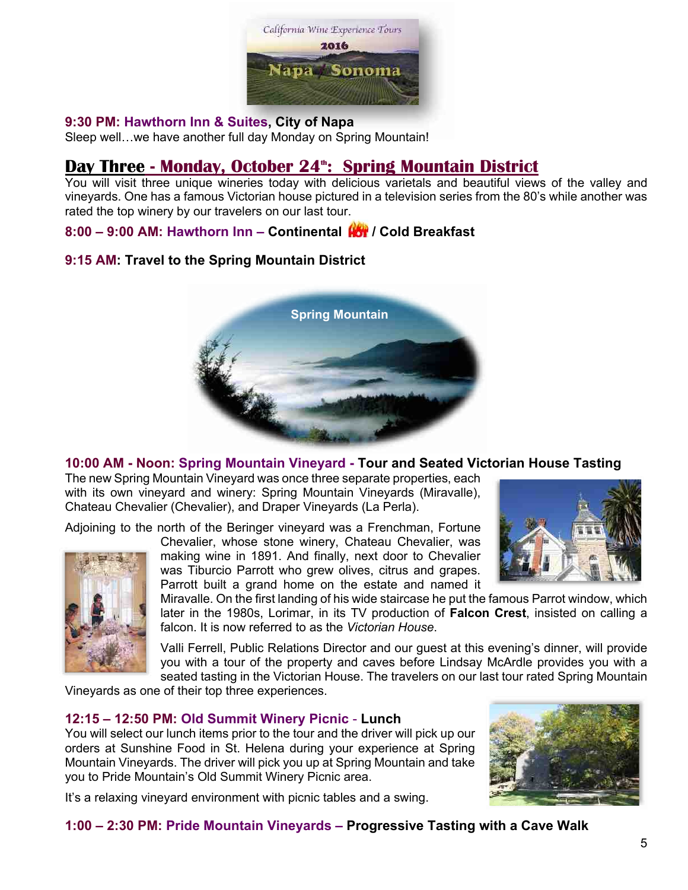**9:30 PM: Hawthorn Inn & Suites, City of Napa**
Sleep well…we have another full day Monday on Spring Mountain!

## Day Three - Monday, October 24th: Spring Mountain District

You will visit three unique wineries today with delicious varietals and beautiful views of the valley and vineyards. One has a famous Victorian house pictured in a television series from the 80's while another was rated the top winery by our travelers on our last tour.

**8:00 – 9:00 AM: Hawthorn Inn – Continental / Cold Breakfast**

**9:15 AM: Travel to the Spring Mountain District**

**10:00 AM - Noon: Spring Mountain Vineyard - Tour and Seated Victorian House Tasting**

The new Spring Mountain Vineyard was once three separate properties, each with its own vineyard and winery: Spring Mountain Vineyards (Miravalle), Chateau Chevalier (Chevalier), and Draper Vineyards (La Perla).

Adjoining to the north of the Beringer vineyard was a Frenchman, Fortune Chevalier, whose stone winery, Chateau Chevalier, was making wine in 1891. And finally, next door to Chevalier was Tiburcio Parrott who grew olives, citrus and grapes. Parrott built a grand home on the estate and named it Miravalle. On the first landing of his wide staircase he put the famous Parrot window, which later in the 1980s, Lorimar, in its TV production of **Falcon Crest**, insisted on calling a falcon. It is now referred to as the *Victorian House*.

Valli Ferrell, Public Relations Director and our guest at this evening's dinner, will provide you with a tour of the property and caves before Lindsay McArdle provides you with a seated tasting in the Victorian House. The travelers on our last tour rated Spring Mountain Vineyards as one of their top three experiences.

**12:15 – 12:50 PM: Old Summit Winery Picnic - Lunch**

You will select our lunch items prior to the tour and the driver will pick up our orders at Sunshine Food in St. Helena during your experience at Spring Mountain Vineyards. The driver will pick you up at Spring Mountain and take you to Pride Mountain's Old Summit Winery Picnic area.

It's a relaxing vineyard environment with picnic tables and a swing.

**1:00 – 2:30 PM: Pride Mountain Vineyards – Progressive Tasting with a Cave Walk**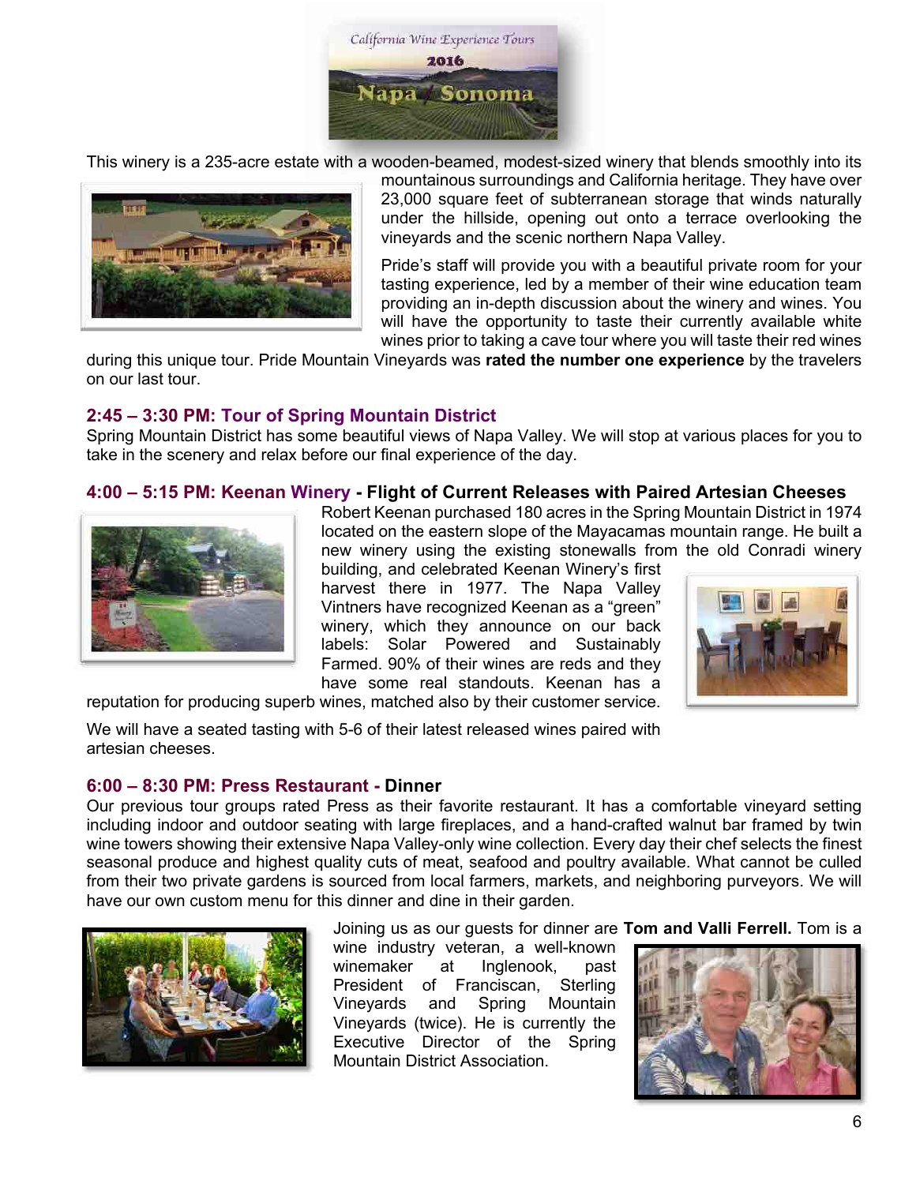This winery is a 235-acre estate with a wooden-beamed, modest-sized winery that blends smoothly into its mountainous surroundings and California heritage. They have over 23,000 square feet of subterranean storage that winds naturally under the hillside, opening out onto a terrace overlooking the vineyards and the scenic northern Napa Valley.

Pride's staff will provide you with a beautiful private room for your tasting experience, led by a member of their wine education team providing an in-depth discussion about the winery and wines. You will have the opportunity to taste their currently available white wines prior to taking a cave tour where you will taste their red wines during this unique tour. Pride Mountain Vineyards was **rated the number one experience** by the travelers on our last tour.

### 2:45 – 3:30 PM: Tour of Spring Mountain District

Spring Mountain District has some beautiful views of Napa Valley. We will stop at various places for you to take in the scenery and relax before our final experience of the day.

### 4:00 – 5:15 PM: Keenan Winery - Flight of Current Releases with Paired Artesian Cheeses

Robert Keenan purchased 180 acres in the Spring Mountain District in 1974 located on the eastern slope of the Mayacamas mountain range. He built a new winery using the existing stonewalls from the old Conradi winery building, and celebrated Keenan Winery's first harvest there in 1977. The Napa Valley Vintners have recognized Keenan as a "green" winery, which they announce on our back labels: Solar Powered and Sustainably Farmed. 90% of their wines are reds and they have some real standouts. Keenan has a reputation for producing superb wines, matched also by their customer service.

We will have a seated tasting with 5-6 of their latest released wines paired with artesian cheeses.

### 6:00 – 8:30 PM: Press Restaurant - Dinner

Our previous tour groups rated Press as their favorite restaurant. It has a comfortable vineyard setting including indoor and outdoor seating with large fireplaces, and a hand-crafted walnut bar framed by twin wine towers showing their extensive Napa Valley-only wine collection. Every day their chef selects the finest seasonal produce and highest quality cuts of meat, seafood and poultry available. What cannot be culled from their two private gardens is sourced from local farmers, markets, and neighboring purveyors. We will have our own custom menu for this dinner and dine in their garden.

Joining us as our guests for dinner are **Tom and Valli Ferrell.** Tom is a wine industry veteran, a well-known winemaker at Inglenook, past President of Franciscan, Sterling Vineyards and Spring Mountain Vineyards (twice). He is currently the Executive Director of the Spring Mountain District Association.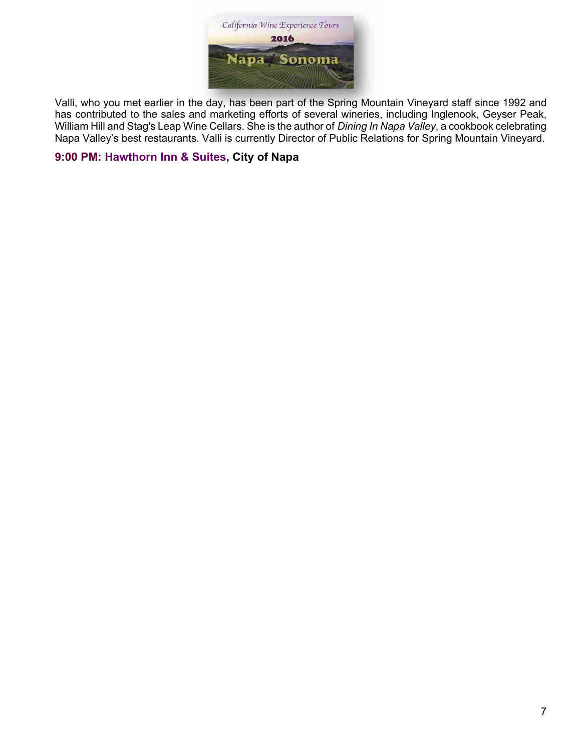Valli, who you met earlier in the day, has been part of the Spring Mountain Vineyard staff since 1992 and has contributed to the sales and marketing efforts of several wineries, including Inglenook, Geyser Peak, William Hill and Stag's Leap Wine Cellars. She is the author of *Dining In Napa Valley*, a cookbook celebrating Napa Valley's best restaurants. Valli is currently Director of Public Relations for Spring Mountain Vineyard.

**9:00 PM: Hawthorn Inn & Suites, City of Napa**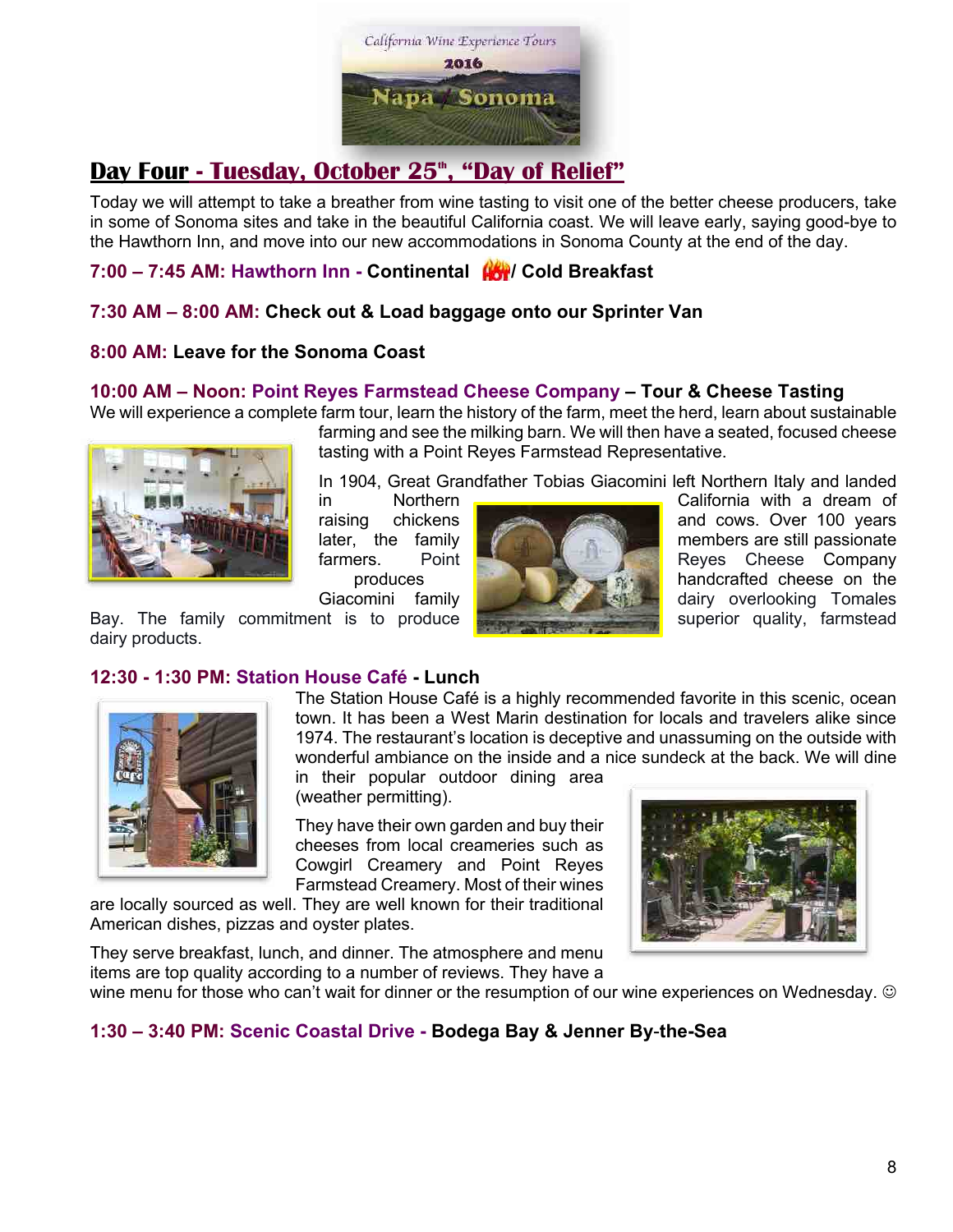California Wine Experience Tours
2016
Napa / Sonoma

## Day Four - Tuesday, October 25th, "Day of Relief"

Today we will attempt to take a breather from wine tasting to visit one of the better cheese producers, take in some of Sonoma sites and take in the beautiful California coast. We will leave early, saying good-bye to the Hawthorn Inn, and move into our new accommodations in Sonoma County at the end of the day.

**7:00 – 7:45 AM: Hawthorn Inn - Continental HOT / Cold Breakfast**

**7:30 AM – 8:00 AM: Check out & Load baggage onto our Sprinter Van**

**8:00 AM: Leave for the Sonoma Coast**

**10:00 AM – Noon: Point Reyes Farmstead Cheese Company – Tour & Cheese Tasting**

We will experience a complete farm tour, learn the history of the farm, meet the herd, learn about sustainable farming and see the milking barn. We will then have a seated, focused cheese tasting with a Point Reyes Farmstead Representative.

In 1904, Great Grandfather Tobias Giacomini left Northern Italy and landed in Northern California with a dream of raising chickens and cows. Over 100 years later, the family members are still passionate farmers. Point Reyes Cheese Company produces handcrafted cheese on the Giacomini family dairy overlooking Tomales Bay. The family commitment is to produce superior quality, farmstead dairy products.

**12:30 - 1:30 PM: Station House Café - Lunch**

The Station House Café is a highly recommended favorite in this scenic, ocean town. It has been a West Marin destination for locals and travelers alike since 1974. The restaurant's location is deceptive and unassuming on the outside with wonderful ambiance on the inside and a nice sundeck at the back. We will dine in their popular outdoor dining area (weather permitting).

They have their own garden and buy their cheeses from local creameries such as Cowgirl Creamery and Point Reyes Farmstead Creamery. Most of their wines are locally sourced as well. They are well known for their traditional American dishes, pizzas and oyster plates.

They serve breakfast, lunch, and dinner. The atmosphere and menu items are top quality according to a number of reviews. They have a wine menu for those who can't wait for dinner or the resumption of our wine experiences on Wednesday. ☺

**1:30 – 3:40 PM: Scenic Coastal Drive - Bodega Bay & Jenner By-the-Sea**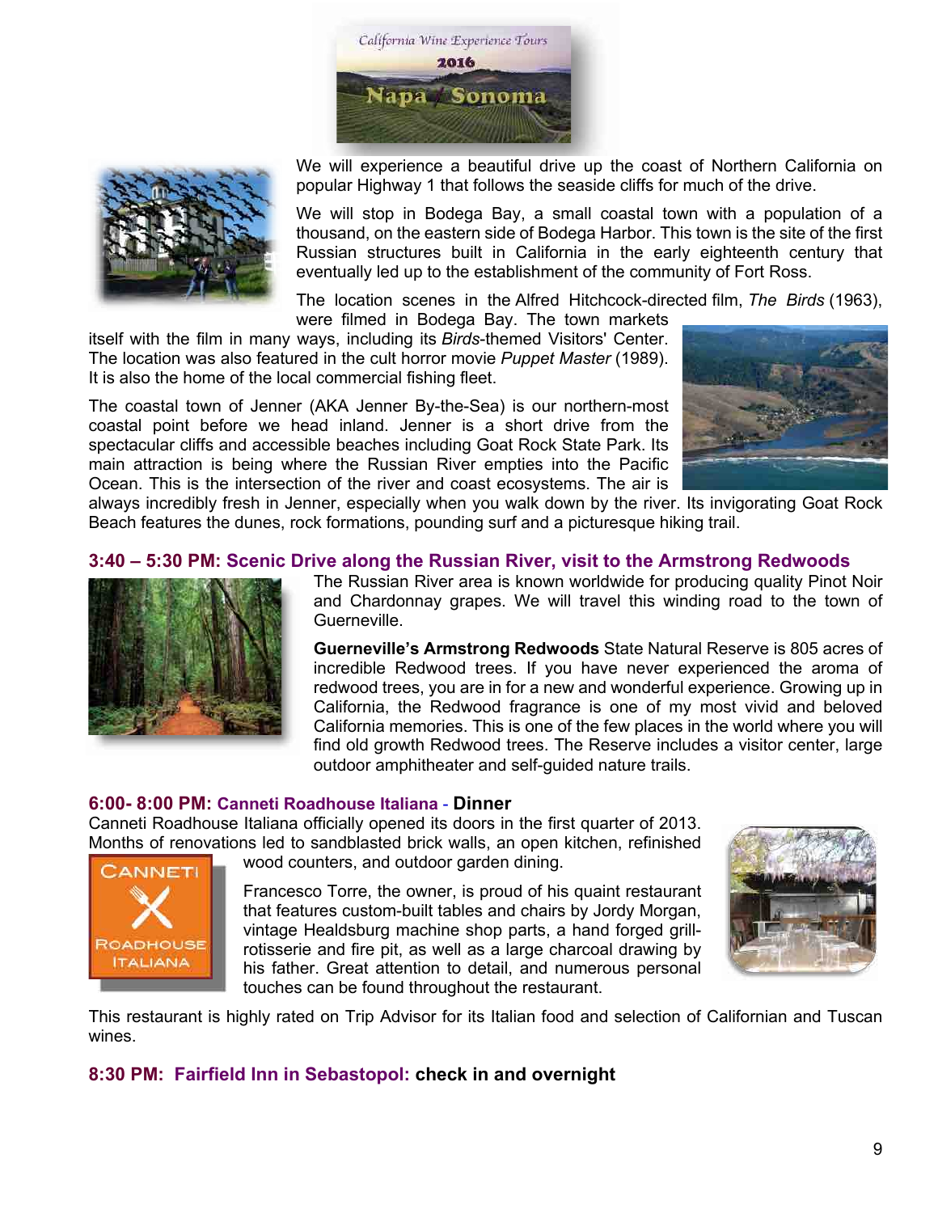We will experience a beautiful drive up the coast of Northern California on popular Highway 1 that follows the seaside cliffs for much of the drive.

We will stop in Bodega Bay, a small coastal town with a population of a thousand, on the eastern side of Bodega Harbor. This town is the site of the first Russian structures built in California in the early eighteenth century that eventually led up to the establishment of the community of Fort Ross.

The location scenes in the Alfred Hitchcock-directed film, *The Birds* (1963), were filmed in Bodega Bay. The town markets itself with the film in many ways, including its *Birds*-themed Visitors' Center. The location was also featured in the cult horror movie *Puppet Master* (1989). It is also the home of the local commercial fishing fleet.

The coastal town of Jenner (AKA Jenner By-the-Sea) is our northern-most coastal point before we head inland. Jenner is a short drive from the spectacular cliffs and accessible beaches including Goat Rock State Park. Its main attraction is being where the Russian River empties into the Pacific Ocean. This is the intersection of the river and coast ecosystems. The air is always incredibly fresh in Jenner, especially when you walk down by the river. Its invigorating Goat Rock Beach features the dunes, rock formations, pounding surf and a picturesque hiking trail.

## 3:40 – 5:30 PM: Scenic Drive along the Russian River, visit to the Armstrong Redwoods

The Russian River area is known worldwide for producing quality Pinot Noir and Chardonnay grapes. We will travel this winding road to the town of Guerneville.

**Guerneville's Armstrong Redwoods** State Natural Reserve is 805 acres of incredible Redwood trees. If you have never experienced the aroma of redwood trees, you are in for a new and wonderful experience. Growing up in California, the Redwood fragrance is one of my most vivid and beloved California memories. This is one of the few places in the world where you will find old growth Redwood trees. The Reserve includes a visitor center, large outdoor amphitheater and self-guided nature trails.

## 6:00- 8:00 PM: Canneti Roadhouse Italiana - Dinner

Canneti Roadhouse Italiana officially opened its doors in the first quarter of 2013. Months of renovations led to sandblasted brick walls, an open kitchen, refinished wood counters, and outdoor garden dining.

Francesco Torre, the owner, is proud of his quaint restaurant that features custom-built tables and chairs by Jordy Morgan, vintage Healdsburg machine shop parts, a hand forged grill-rotisserie and fire pit, as well as a large charcoal drawing by his father. Great attention to detail, and numerous personal touches can be found throughout the restaurant.

This restaurant is highly rated on Trip Advisor for its Italian food and selection of Californian and Tuscan wines.

## 8:30 PM: Fairfield Inn in Sebastopol: check in and overnight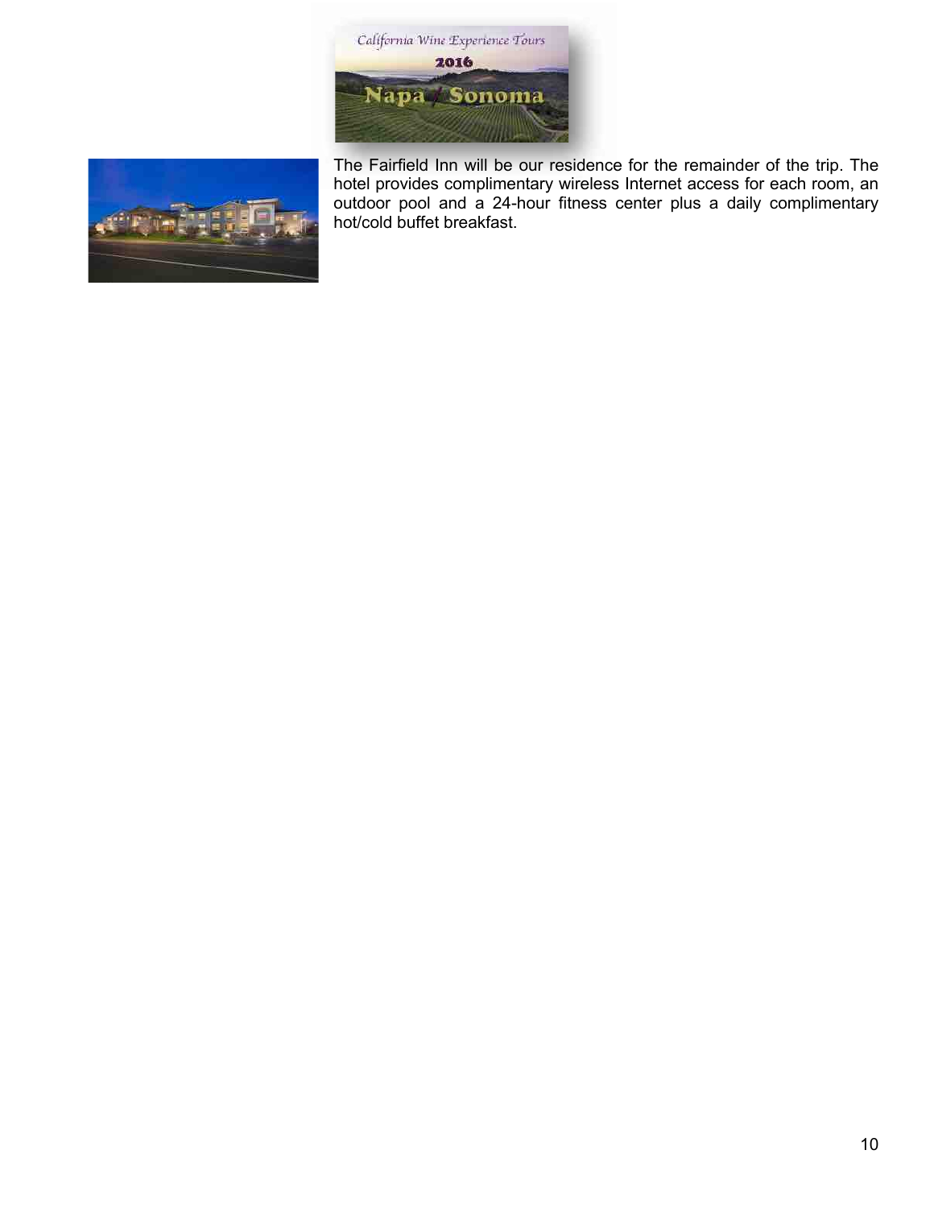The Fairfield Inn will be our residence for the remainder of the trip. The hotel provides complimentary wireless Internet access for each room, an outdoor pool and a 24-hour fitness center plus a daily complimentary hot/cold buffet breakfast.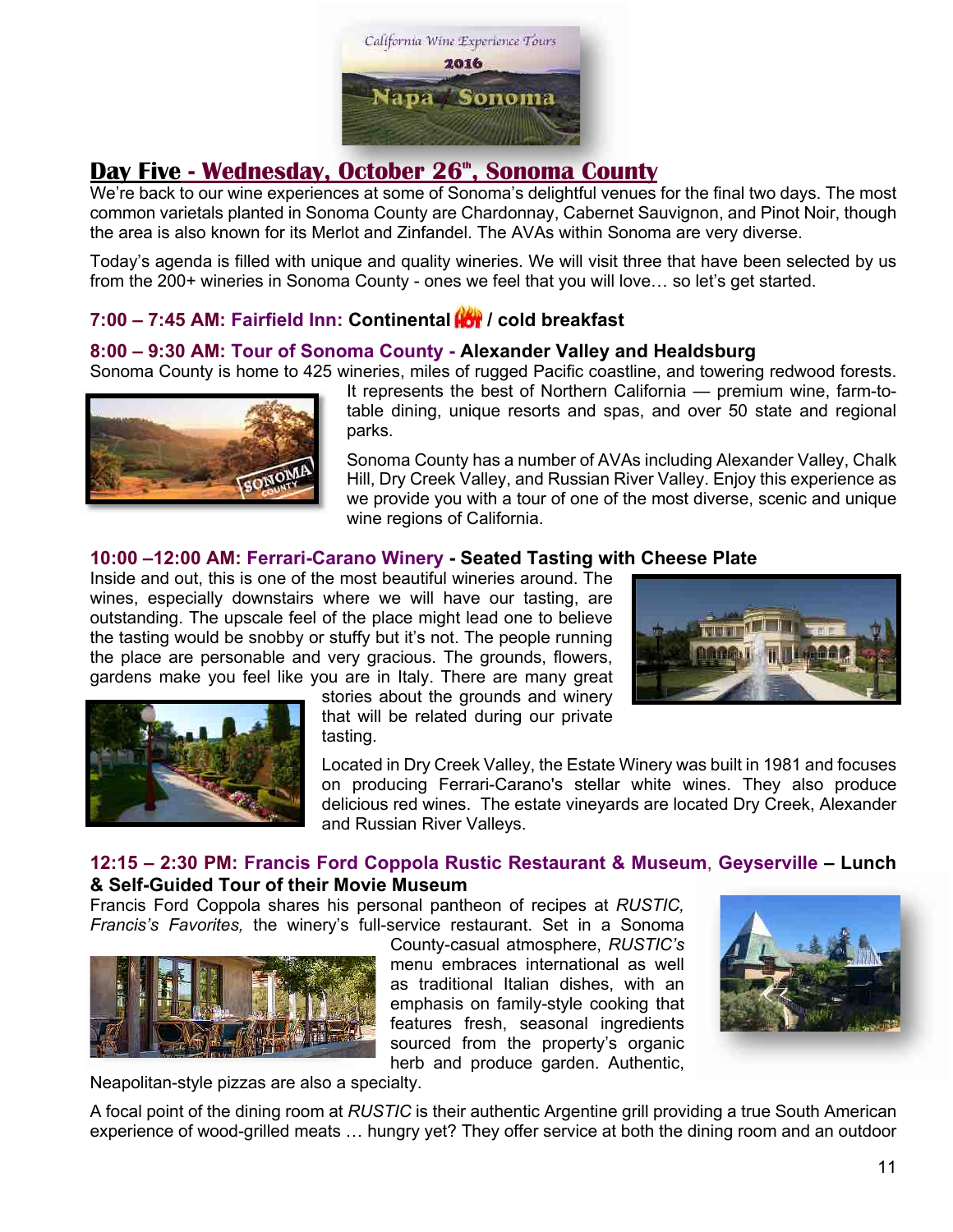## Day Five - Wednesday, October 26th, Sonoma County

We're back to our wine experiences at some of Sonoma's delightful venues for the final two days. The most common varietals planted in Sonoma County are Chardonnay, Cabernet Sauvignon, and Pinot Noir, though the area is also known for its Merlot and Zinfandel. The AVAs within Sonoma are very diverse.

Today's agenda is filled with unique and quality wineries. We will visit three that have been selected by us from the 200+ wineries in Sonoma County - ones we feel that you will love… so let's get started.

### 7:00 – 7:45 AM: Fairfield Inn: Continental HOT / cold breakfast

### 8:00 – 9:30 AM: Tour of Sonoma County - Alexander Valley and Healdsburg

Sonoma County is home to 425 wineries, miles of rugged Pacific coastline, and towering redwood forests. It represents the best of Northern California — premium wine, farm-to-table dining, unique resorts and spas, and over 50 state and regional parks.

Sonoma County has a number of AVAs including Alexander Valley, Chalk Hill, Dry Creek Valley, and Russian River Valley. Enjoy this experience as we provide you with a tour of one of the most diverse, scenic and unique wine regions of California.

### 10:00 –12:00 AM: Ferrari-Carano Winery - Seated Tasting with Cheese Plate

Inside and out, this is one of the most beautiful wineries around. The wines, especially downstairs where we will have our tasting, are outstanding. The upscale feel of the place might lead one to believe the tasting would be snobby or stuffy but it's not. The people running the place are personable and very gracious. The grounds, flowers, gardens make you feel like you are in Italy. There are many great stories about the grounds and winery that will be related during our private tasting.

Located in Dry Creek Valley, the Estate Winery was built in 1981 and focuses on producing Ferrari-Carano's stellar white wines. They also produce delicious red wines. The estate vineyards are located Dry Creek, Alexander and Russian River Valleys.

### 12:15 – 2:30 PM: Francis Ford Coppola Rustic Restaurant & Museum, Geyserville – Lunch & Self-Guided Tour of their Movie Museum

Francis Ford Coppola shares his personal pantheon of recipes at *RUSTIC, Francis's Favorites,* the winery's full-service restaurant. Set in a Sonoma County-casual atmosphere, *RUSTIC's* menu embraces international as well as traditional Italian dishes, with an emphasis on family-style cooking that features fresh, seasonal ingredients sourced from the property's organic herb and produce garden. Authentic, Neapolitan-style pizzas are also a specialty.

A focal point of the dining room at *RUSTIC* is their authentic Argentine grill providing a true South American experience of wood-grilled meats … hungry yet? They offer service at both the dining room and an outdoor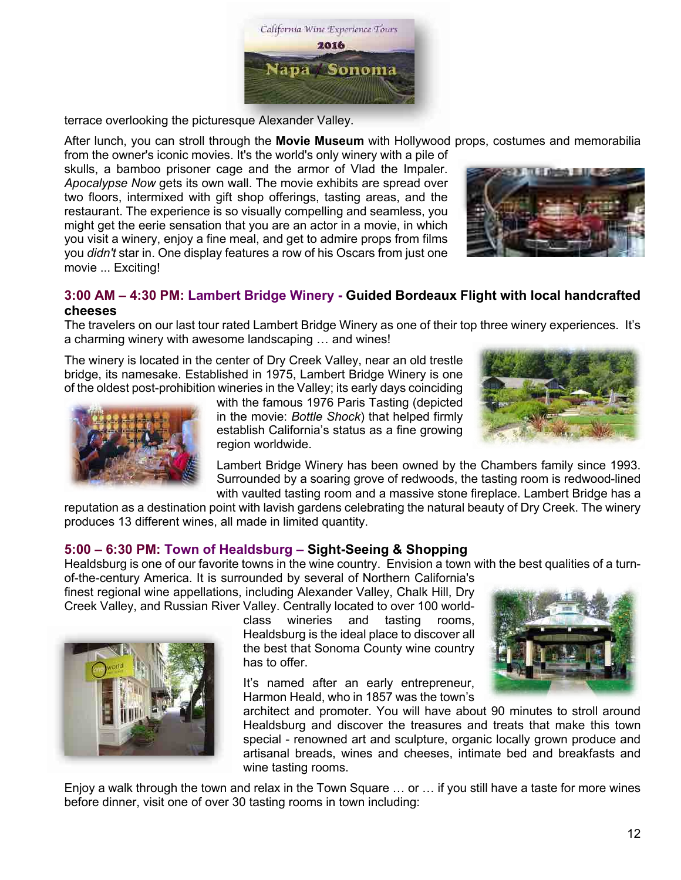terrace overlooking the picturesque Alexander Valley.

After lunch, you can stroll through the **Movie Museum** with Hollywood props, costumes and memorabilia from the owner's iconic movies. It's the world's only winery with a pile of skulls, a bamboo prisoner cage and the armor of Vlad the Impaler. *Apocalypse Now* gets its own wall. The movie exhibits are spread over two floors, intermixed with gift shop offerings, tasting areas, and the restaurant. The experience is so visually compelling and seamless, you might get the eerie sensation that you are an actor in a movie, in which you visit a winery, enjoy a fine meal, and get to admire props from films you *didn't* star in. One display features a row of his Oscars from just one movie ... Exciting!

### 3:00 AM – 4:30 PM: Lambert Bridge Winery - **Guided Bordeaux Flight with local handcrafted cheeses**

The travelers on our last tour rated Lambert Bridge Winery as one of their top three winery experiences. It's a charming winery with awesome landscaping … and wines!

The winery is located in the center of Dry Creek Valley, near an old trestle bridge, its namesake. Established in 1975, Lambert Bridge Winery is one of the oldest post-prohibition wineries in the Valley; its early days coinciding with the famous 1976 Paris Tasting (depicted in the movie: *Bottle Shock*) that helped firmly establish California's status as a fine growing region worldwide.

Lambert Bridge Winery has been owned by the Chambers family since 1993. Surrounded by a soaring grove of redwoods, the tasting room is redwood-lined with vaulted tasting room and a massive stone fireplace. Lambert Bridge has a reputation as a destination point with lavish gardens celebrating the natural beauty of Dry Creek. The winery produces 13 different wines, all made in limited quantity.

### 5:00 – 6:30 PM: Town of Healdsburg – **Sight-Seeing & Shopping**

Healdsburg is one of our favorite towns in the wine country. Envision a town with the best qualities of a turn-of-the-century America. It is surrounded by several of Northern California's finest regional wine appellations, including Alexander Valley, Chalk Hill, Dry Creek Valley, and Russian River Valley. Centrally located to over 100 world-class wineries and tasting rooms, Healdsburg is the ideal place to discover all the best that Sonoma County wine country has to offer.

It's named after an early entrepreneur, Harmon Heald, who in 1857 was the town's architect and promoter. You will have about 90 minutes to stroll around Healdsburg and discover the treasures and treats that make this town special - renowned art and sculpture, organic locally grown produce and artisanal breads, wines and cheeses, intimate bed and breakfasts and wine tasting rooms.

Enjoy a walk through the town and relax in the Town Square … or … if you still have a taste for more wines before dinner, visit one of over 30 tasting rooms in town including: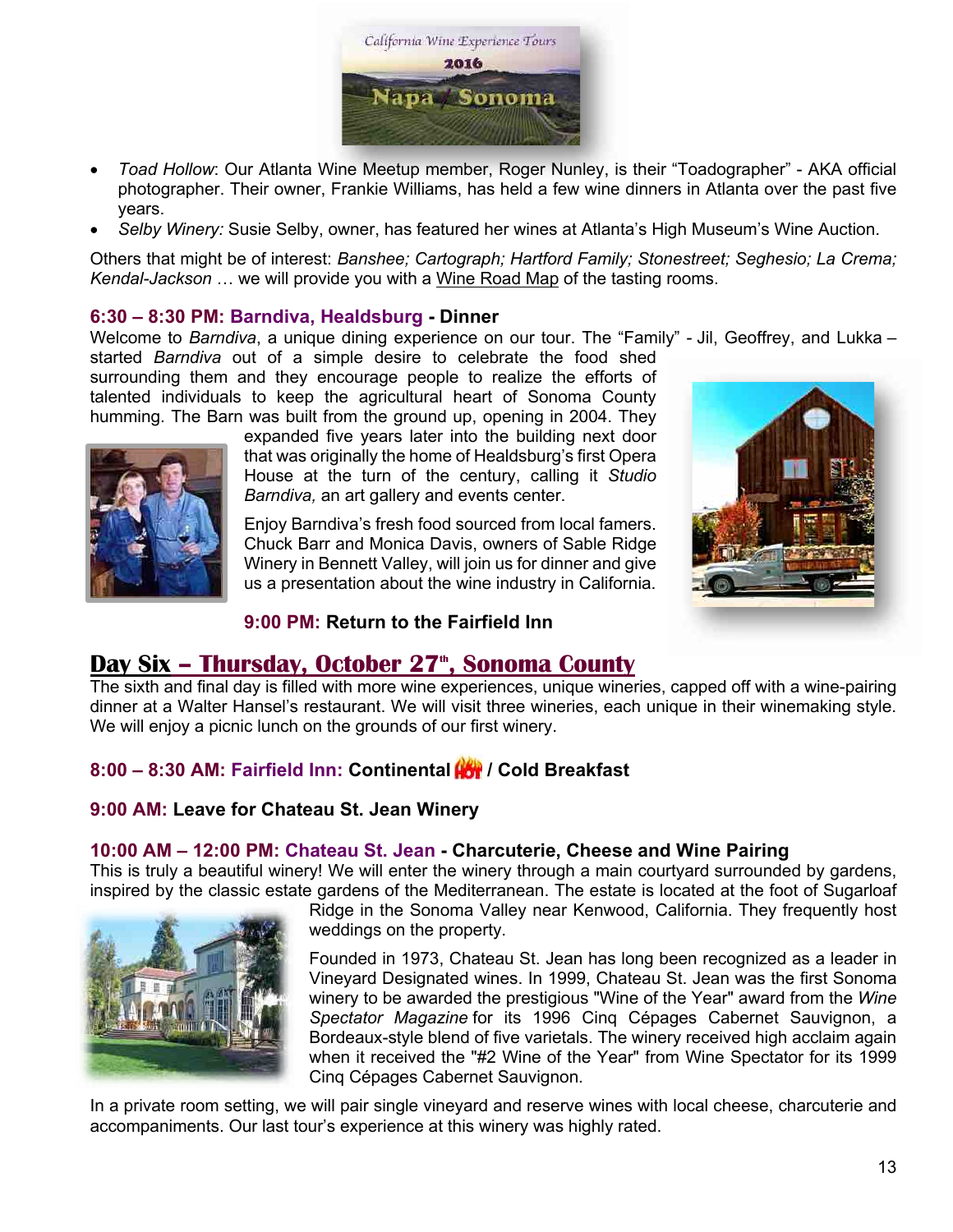- *Toad Hollow*: Our Atlanta Wine Meetup member, Roger Nunley, is their "Toadographer" - AKA official photographer. Their owner, Frankie Williams, has held a few wine dinners in Atlanta over the past five years.
- *Selby Winery:* Susie Selby, owner, has featured her wines at Atlanta's High Museum's Wine Auction.

Others that might be of interest: *Banshee; Cartograph; Hartford Family; Stonestreet; Seghesio; La Crema; Kendal-Jackson* … we will provide you with a Wine Road Map of the tasting rooms.

**6:30 – 8:30 PM: Barndiva, Healdsburg - Dinner**

Welcome to *Barndiva*, a unique dining experience on our tour. The "Family" - Jil, Geoffrey, and Lukka – started *Barndiva* out of a simple desire to celebrate the food shed surrounding them and they encourage people to realize the efforts of talented individuals to keep the agricultural heart of Sonoma County humming. The Barn was built from the ground up, opening in 2004. They expanded five years later into the building next door that was originally the home of Healdsburg's first Opera House at the turn of the century, calling it *Studio Barndiva,* an art gallery and events center.

Enjoy Barndiva's fresh food sourced from local famers. Chuck Barr and Monica Davis, owners of Sable Ridge Winery in Bennett Valley, will join us for dinner and give us a presentation about the wine industry in California.

**9:00 PM: Return to the Fairfield Inn**

## Day Six – Thursday, October 27th, Sonoma County

The sixth and final day is filled with more wine experiences, unique wineries, capped off with a wine-pairing dinner at a Walter Hansel's restaurant. We will visit three wineries, each unique in their winemaking style. We will enjoy a picnic lunch on the grounds of our first winery.

**8:00 – 8:30 AM: Fairfield Inn: Continental HOT / Cold Breakfast**

**9:00 AM: Leave for Chateau St. Jean Winery**

**10:00 AM – 12:00 PM: Chateau St. Jean - Charcuterie, Cheese and Wine Pairing**

This is truly a beautiful winery! We will enter the winery through a main courtyard surrounded by gardens, inspired by the classic estate gardens of the Mediterranean. The estate is located at the foot of Sugarloaf Ridge in the Sonoma Valley near Kenwood, California. They frequently host weddings on the property.

Founded in 1973, Chateau St. Jean has long been recognized as a leader in Vineyard Designated wines. In 1999, Chateau St. Jean was the first Sonoma winery to be awarded the prestigious "Wine of the Year" award from the *Wine Spectator Magazine* for its 1996 Cinq Cépages Cabernet Sauvignon, a Bordeaux-style blend of five varietals. The winery received high acclaim again when it received the "#2 Wine of the Year" from Wine Spectator for its 1999 Cinq Cépages Cabernet Sauvignon.

In a private room setting, we will pair single vineyard and reserve wines with local cheese, charcuterie and accompaniments. Our last tour's experience at this winery was highly rated.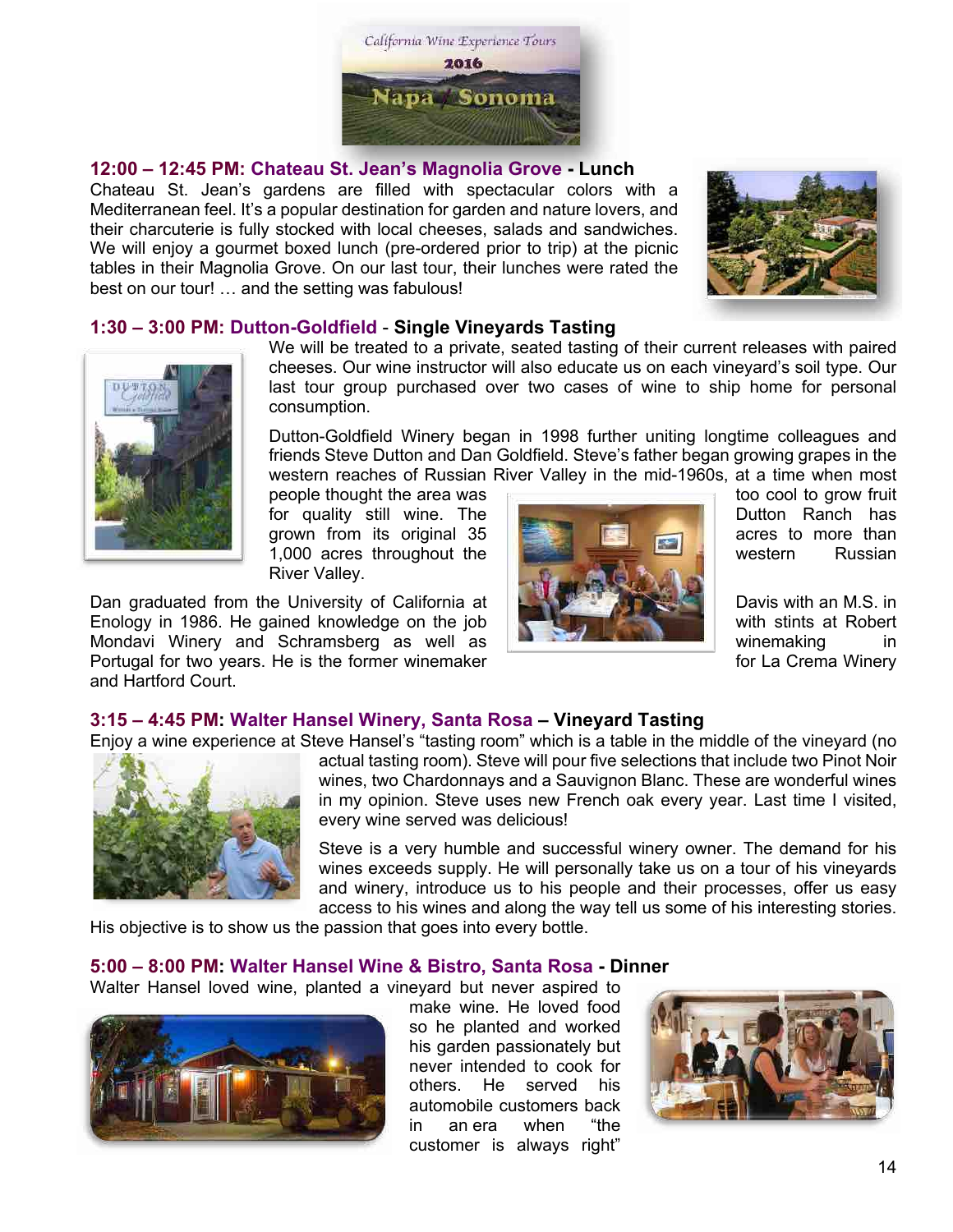### 12:00 – 12:45 PM: Chateau St. Jean's Magnolia Grove - Lunch

Chateau St. Jean's gardens are filled with spectacular colors with a Mediterranean feel. It's a popular destination for garden and nature lovers, and their charcuterie is fully stocked with local cheeses, salads and sandwiches. We will enjoy a gourmet boxed lunch (pre-ordered prior to trip) at the picnic tables in their Magnolia Grove. On our last tour, their lunches were rated the best on our tour! … and the setting was fabulous!

### 1:30 – 3:00 PM: Dutton-Goldfield - Single Vineyards Tasting

We will be treated to a private, seated tasting of their current releases with paired cheeses. Our wine instructor will also educate us on each vineyard's soil type. Our last tour group purchased over two cases of wine to ship home for personal consumption.

Dutton-Goldfield Winery began in 1998 further uniting longtime colleagues and friends Steve Dutton and Dan Goldfield. Steve's father began growing grapes in the western reaches of Russian River Valley in the mid-1960s, at a time when most people thought the area was too cool to grow fruit for quality still wine. The Dutton Ranch has grown from its original 35 acres to more than 1,000 acres throughout the western Russian River Valley.

Dan graduated from the University of California at Davis with an M.S. in Enology in 1986. He gained knowledge on the job with stints at Robert Mondavi Winery and Schramsberg as well as winemaking in Portugal for two years. He is the former winemaker for La Crema Winery and Hartford Court.

### 3:15 – 4:45 PM: Walter Hansel Winery, Santa Rosa – Vineyard Tasting

Enjoy a wine experience at Steve Hansel's "tasting room" which is a table in the middle of the vineyard (no actual tasting room). Steve will pour five selections that include two Pinot Noir wines, two Chardonnays and a Sauvignon Blanc. These are wonderful wines in my opinion. Steve uses new French oak every year. Last time I visited, every wine served was delicious!

Steve is a very humble and successful winery owner. The demand for his wines exceeds supply. He will personally take us on a tour of his vineyards and winery, introduce us to his people and their processes, offer us easy access to his wines and along the way tell us some of his interesting stories. His objective is to show us the passion that goes into every bottle.

### 5:00 – 8:00 PM: Walter Hansel Wine & Bistro, Santa Rosa - Dinner

Walter Hansel loved wine, planted a vineyard but never aspired to make wine. He loved food so he planted and worked his garden passionately but never intended to cook for others. He served his automobile customers back in an era when "the customer is always right"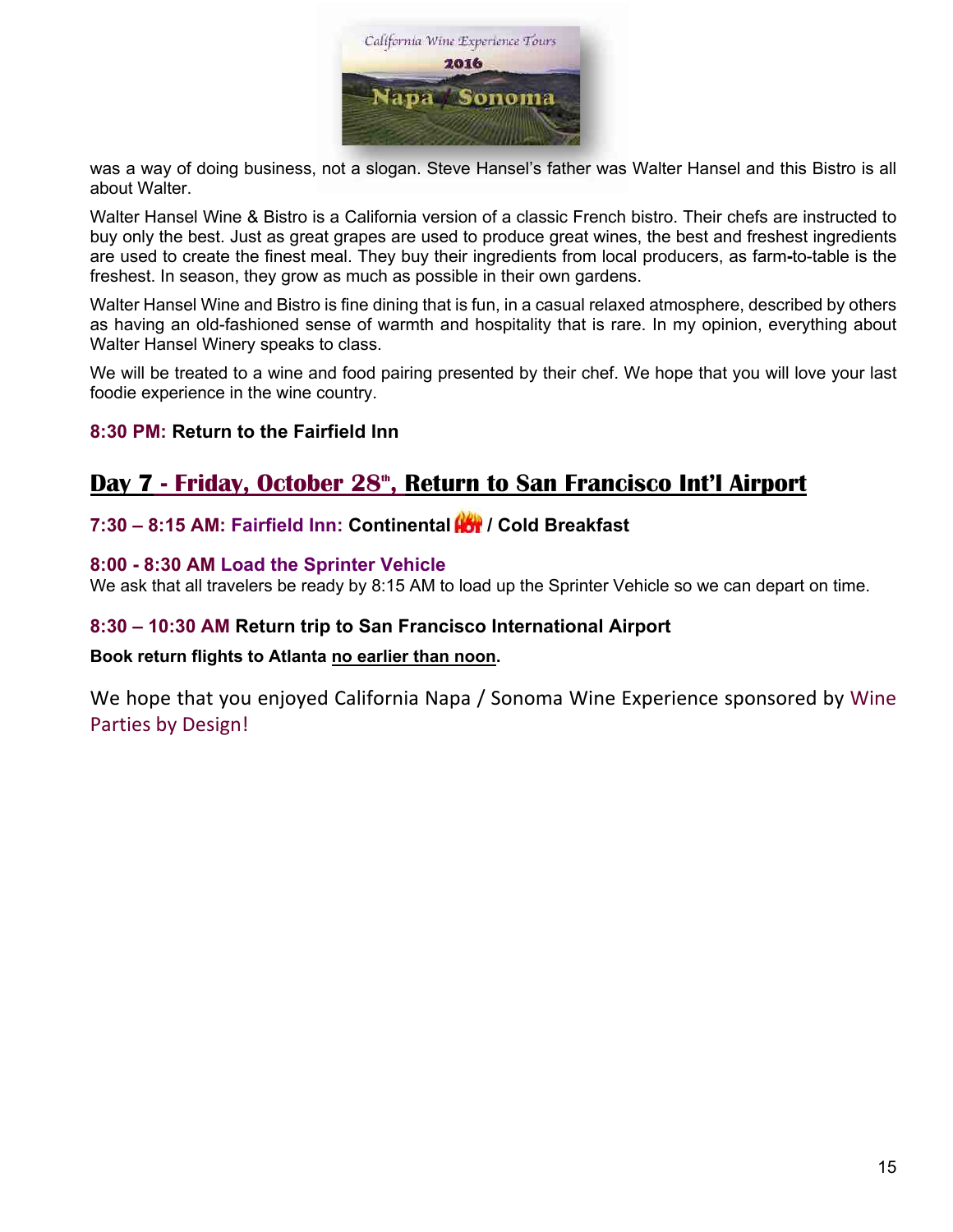was a way of doing business, not a slogan. Steve Hansel's father was Walter Hansel and this Bistro is all about Walter.

Walter Hansel Wine & Bistro is a California version of a classic French bistro. Their chefs are instructed to buy only the best. Just as great grapes are used to produce great wines, the best and freshest ingredients are used to create the finest meal. They buy their ingredients from local producers, as farm-to-table is the freshest. In season, they grow as much as possible in their own gardens.

Walter Hansel Wine and Bistro is fine dining that is fun, in a casual relaxed atmosphere, described by others as having an old-fashioned sense of warmth and hospitality that is rare. In my opinion, everything about Walter Hansel Winery speaks to class.

We will be treated to a wine and food pairing presented by their chef. We hope that you will love your last foodie experience in the wine country.

**8:30 PM: Return to the Fairfield Inn**

## Day 7 - Friday, October 28th, Return to San Francisco Int'l Airport

**7:30 – 8:15 AM: Fairfield Inn: Continental HOT / Cold Breakfast**

**8:00 - 8:30 AM Load the Sprinter Vehicle**

We ask that all travelers be ready by 8:15 AM to load up the Sprinter Vehicle so we can depart on time.

**8:30 – 10:30 AM Return trip to San Francisco International Airport**

**Book return flights to Atlanta no earlier than noon.**

We hope that you enjoyed California Napa / Sonoma Wine Experience sponsored by Wine Parties by Design!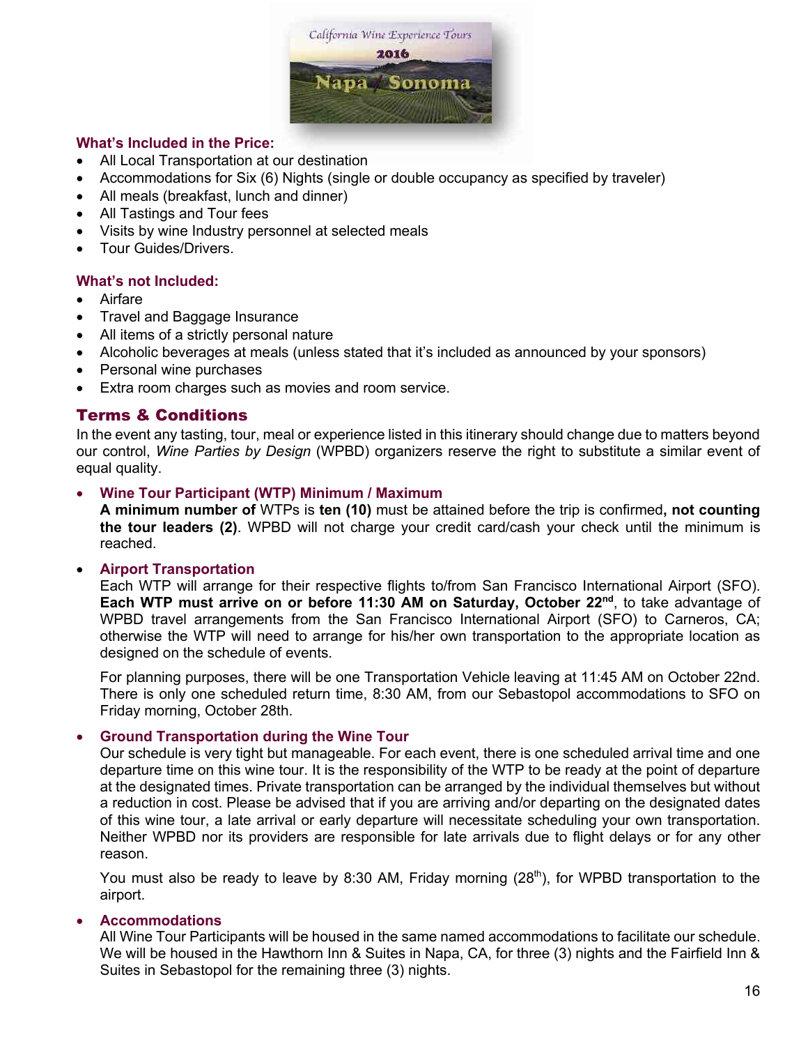## What's Included in the Price:

- All Local Transportation at our destination
- Accommodations for Six (6) Nights (single or double occupancy as specified by traveler)
- All meals (breakfast, lunch and dinner)
- All Tastings and Tour fees
- Visits by wine Industry personnel at selected meals
- Tour Guides/Drivers.

## What's not Included:

- Airfare
- Travel and Baggage Insurance
- All items of a strictly personal nature
- Alcoholic beverages at meals (unless stated that it's included as announced by your sponsors)
- Personal wine purchases
- Extra room charges such as movies and room service.

## Terms & Conditions

In the event any tasting, tour, meal or experience listed in this itinerary should change due to matters beyond our control, *Wine Parties by Design* (WPBD) organizers reserve the right to substitute a similar event of equal quality.

- **Wine Tour Participant (WTP) Minimum / Maximum**
  **A minimum number of** WTPs is **ten (10)** must be attained before the trip is confirmed**, not counting the tour leaders (2)**. WPBD will not charge your credit card/cash your check until the minimum is reached.

- **Airport Transportation**
  Each WTP will arrange for their respective flights to/from San Francisco International Airport (SFO). **Each WTP must arrive on or before 11:30 AM on Saturday, October 22nd**, to take advantage of WPBD travel arrangements from the San Francisco International Airport (SFO) to Carneros, CA; otherwise the WTP will need to arrange for his/her own transportation to the appropriate location as designed on the schedule of events.

  For planning purposes, there will be one Transportation Vehicle leaving at 11:45 AM on October 22nd. There is only one scheduled return time, 8:30 AM, from our Sebastopol accommodations to SFO on Friday morning, October 28th.

- **Ground Transportation during the Wine Tour**
  Our schedule is very tight but manageable. For each event, there is one scheduled arrival time and one departure time on this wine tour. It is the responsibility of the WTP to be ready at the point of departure at the designated times. Private transportation can be arranged by the individual themselves but without a reduction in cost. Please be advised that if you are arriving and/or departing on the designated dates of this wine tour, a late arrival or early departure will necessitate scheduling your own transportation. Neither WPBD nor its providers are responsible for late arrivals due to flight delays or for any other reason.

  You must also be ready to leave by 8:30 AM, Friday morning (28th), for WPBD transportation to the airport.

- **Accommodations**
  All Wine Tour Participants will be housed in the same named accommodations to facilitate our schedule. We will be housed in the Hawthorn Inn & Suites in Napa, CA, for three (3) nights and the Fairfield Inn & Suites in Sebastopol for the remaining three (3) nights.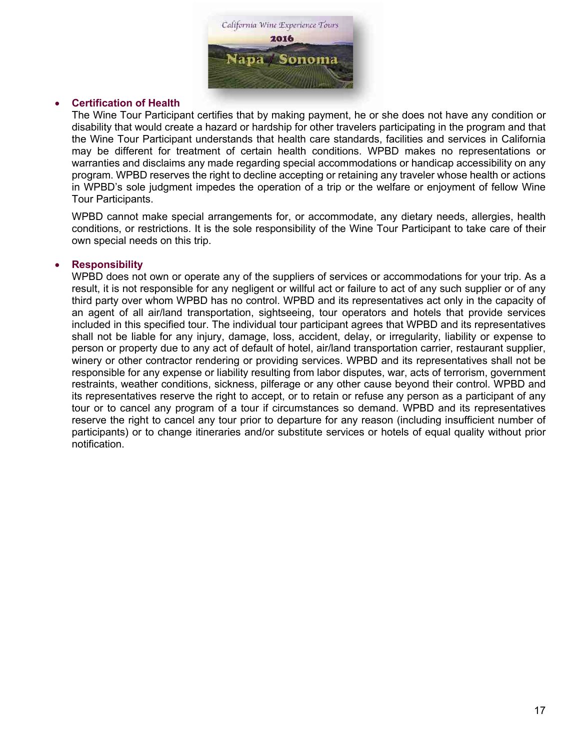- **Certification of Health**

  The Wine Tour Participant certifies that by making payment, he or she does not have any condition or disability that would create a hazard or hardship for other travelers participating in the program and that the Wine Tour Participant understands that health care standards, facilities and services in California may be different for treatment of certain health conditions. WPBD makes no representations or warranties and disclaims any made regarding special accommodations or handicap accessibility on any program. WPBD reserves the right to decline accepting or retaining any traveler whose health or actions in WPBD's sole judgment impedes the operation of a trip or the welfare or enjoyment of fellow Wine Tour Participants.

  WPBD cannot make special arrangements for, or accommodate, any dietary needs, allergies, health conditions, or restrictions. It is the sole responsibility of the Wine Tour Participant to take care of their own special needs on this trip.

- **Responsibility**

  WPBD does not own or operate any of the suppliers of services or accommodations for your trip. As a result, it is not responsible for any negligent or willful act or failure to act of any such supplier or of any third party over whom WPBD has no control. WPBD and its representatives act only in the capacity of an agent of all air/land transportation, sightseeing, tour operators and hotels that provide services included in this specified tour. The individual tour participant agrees that WPBD and its representatives shall not be liable for any injury, damage, loss, accident, delay, or irregularity, liability or expense to person or property due to any act of default of hotel, air/land transportation carrier, restaurant supplier, winery or other contractor rendering or providing services. WPBD and its representatives shall not be responsible for any expense or liability resulting from labor disputes, war, acts of terrorism, government restraints, weather conditions, sickness, pilferage or any other cause beyond their control. WPBD and its representatives reserve the right to accept, or to retain or refuse any person as a participant of any tour or to cancel any program of a tour if circumstances so demand. WPBD and its representatives reserve the right to cancel any tour prior to departure for any reason (including insufficient number of participants) or to change itineraries and/or substitute services or hotels of equal quality without prior notification.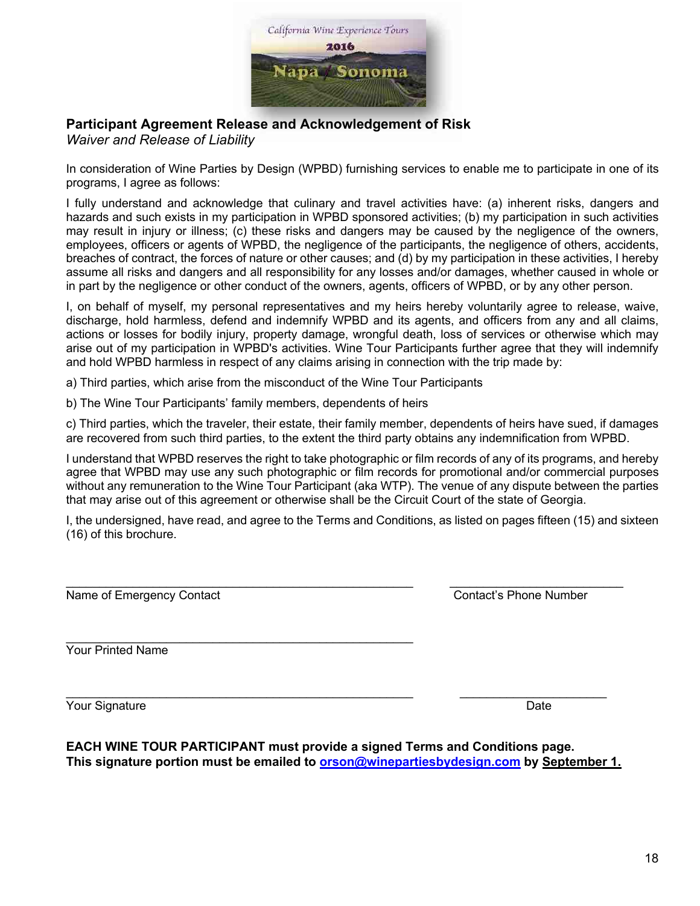## Participant Agreement Release and Acknowledgement of Risk

*Waiver and Release of Liability*

In consideration of Wine Parties by Design (WPBD) furnishing services to enable me to participate in one of its programs, I agree as follows:

I fully understand and acknowledge that culinary and travel activities have: (a) inherent risks, dangers and hazards and such exists in my participation in WPBD sponsored activities; (b) my participation in such activities may result in injury or illness; (c) these risks and dangers may be caused by the negligence of the owners, employees, officers or agents of WPBD, the negligence of the participants, the negligence of others, accidents, breaches of contract, the forces of nature or other causes; and (d) by my participation in these activities, I hereby assume all risks and dangers and all responsibility for any losses and/or damages, whether caused in whole or in part by the negligence or other conduct of the owners, agents, officers of WPBD, or by any other person.

I, on behalf of myself, my personal representatives and my heirs hereby voluntarily agree to release, waive, discharge, hold harmless, defend and indemnify WPBD and its agents, and officers from any and all claims, actions or losses for bodily injury, property damage, wrongful death, loss of services or otherwise which may arise out of my participation in WPBD's activities. Wine Tour Participants further agree that they will indemnify and hold WPBD harmless in respect of any claims arising in connection with the trip made by:

a) Third parties, which arise from the misconduct of the Wine Tour Participants

b) The Wine Tour Participants' family members, dependents of heirs

c) Third parties, which the traveler, their estate, their family member, dependents of heirs have sued, if damages are recovered from such third parties, to the extent the third party obtains any indemnification from WPBD.

I understand that WPBD reserves the right to take photographic or film records of any of its programs, and hereby agree that WPBD may use any such photographic or film records for promotional and/or commercial purposes without any remuneration to the Wine Tour Participant (aka WTP). The venue of any dispute between the parties that may arise out of this agreement or otherwise shall be the Circuit Court of the state of Georgia.

I, the undersigned, have read, and agree to the Terms and Conditions, as listed on pages fifteen (15) and sixteen (16) of this brochure.

_______________________________________________ _______________________

Name of Emergency Contact Contact's Phone Number

_______________________________________________

Your Printed Name

_______________________________________________ ____________________

Your Signature Date

**EACH WINE TOUR PARTICIPANT must provide a signed Terms and Conditions page.**
**This signature portion must be emailed to orson@winepartiesbydesign.com by September 1.**